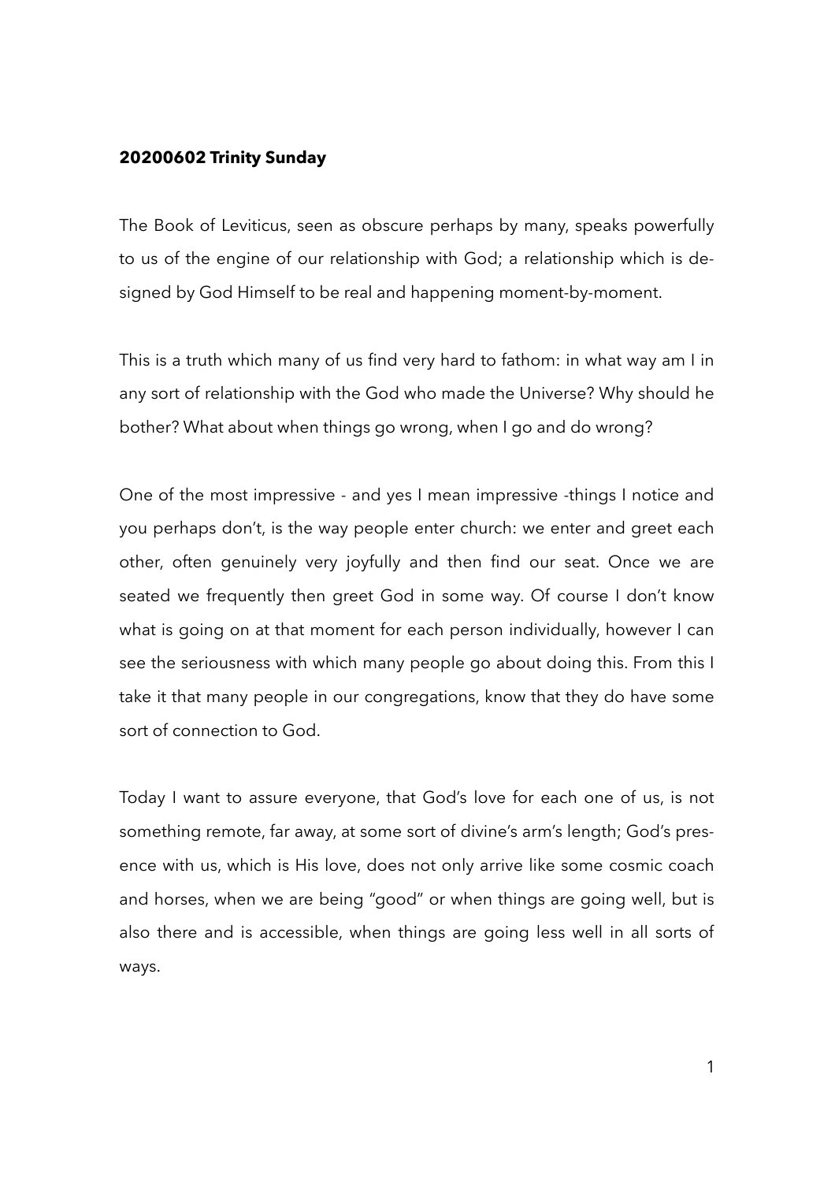**20200602 Trinity Sunday**

The Book of Leviticus, seen as obscure perhaps by many, speaks powerfully to us of the engine of our relationship with God; a relationship which is designed by God Himself to be real and happening moment-by-moment.

This is a truth which many of us find very hard to fathom: in what way am I in any sort of relationship with the God who made the Universe? Why should he bother? What about when things go wrong, when I go and do wrong?

One of the most impressive - and yes I mean impressive -things I notice and you perhaps don't, is the way people enter church: we enter and greet each other, often genuinely very joyfully and then find our seat. Once we are seated we frequently then greet God in some way. Of course I don't know what is going on at that moment for each person individually, however I can see the seriousness with which many people go about doing this. From this I take it that many people in our congregations, know that they do have some sort of connection to God.

Today I want to assure everyone, that God's love for each one of us, is not something remote, far away, at some sort of divine's arm's length; God's presence with us, which is His love, does not only arrive like some cosmic coach and horses, when we are being "good" or when things are going well, but is also there and is accessible, when things are going less well in all sorts of ways.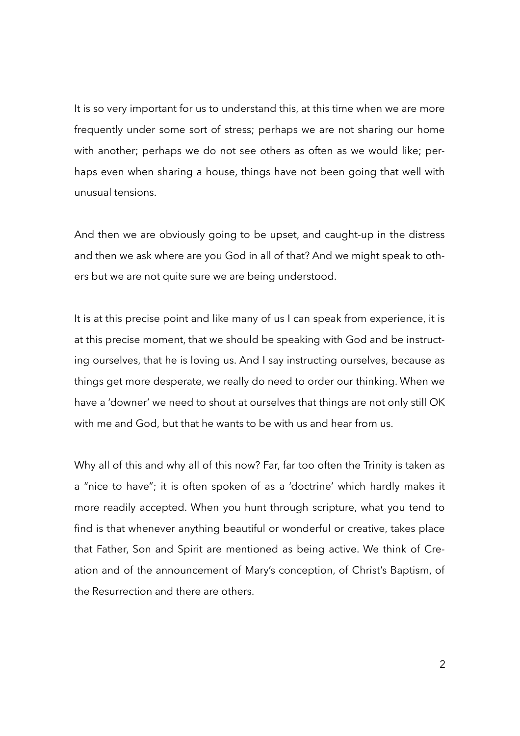It is so very important for us to understand this, at this time when we are more frequently under some sort of stress; perhaps we are not sharing our home with another; perhaps we do not see others as often as we would like; perhaps even when sharing a house, things have not been going that well with unusual tensions.

And then we are obviously going to be upset, and caught-up in the distress and then we ask where are you God in all of that? And we might speak to others but we are not quite sure we are being understood.

It is at this precise point and like many of us I can speak from experience, it is at this precise moment, that we should be speaking with God and be instructing ourselves, that he is loving us. And I say instructing ourselves, because as things get more desperate, we really do need to order our thinking. When we have a 'downer' we need to shout at ourselves that things are not only still OK with me and God, but that he wants to be with us and hear from us.

Why all of this and why all of this now? Far, far too often the Trinity is taken as a "nice to have"; it is often spoken of as a 'doctrine' which hardly makes it more readily accepted. When you hunt through scripture, what you tend to find is that whenever anything beautiful or wonderful or creative, takes place that Father, Son and Spirit are mentioned as being active. We think of Creation and of the announcement of Mary's conception, of Christ's Baptism, of the Resurrection and there are others.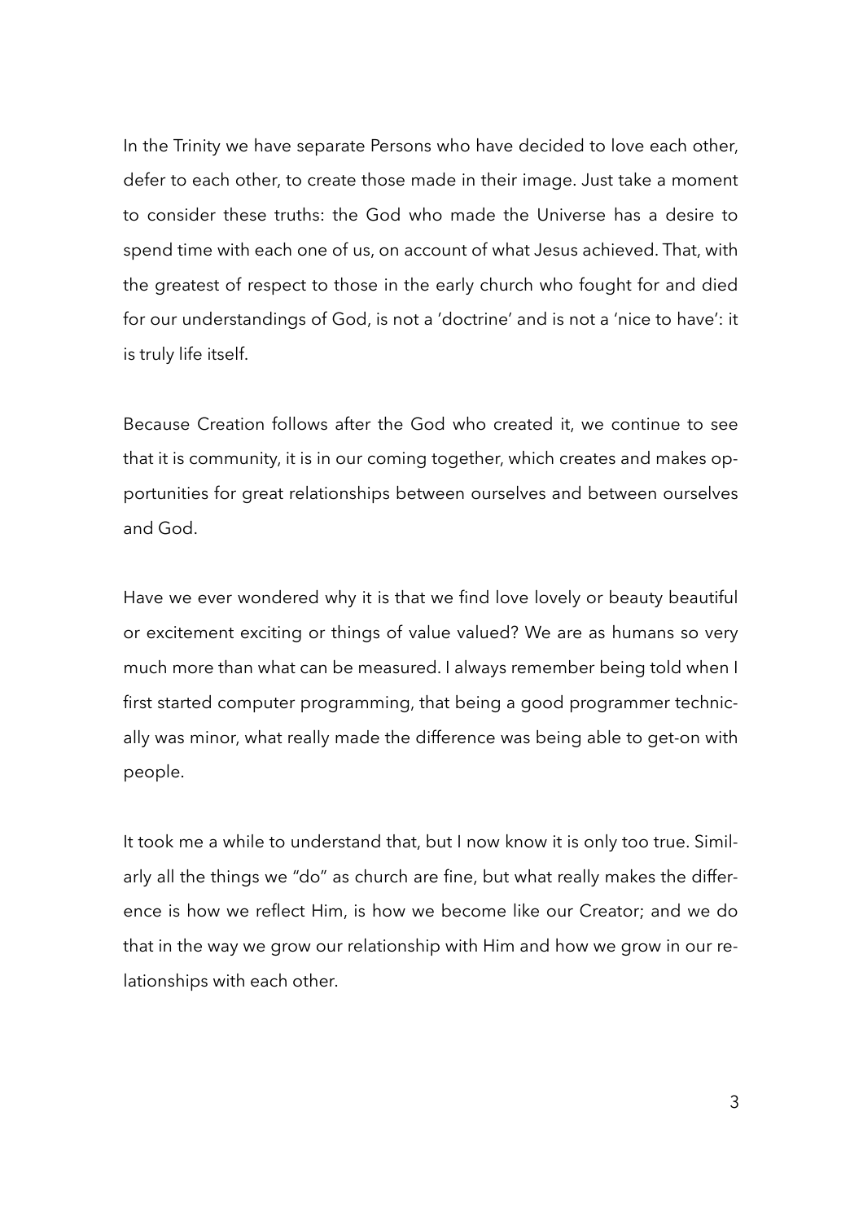In the Trinity we have separate Persons who have decided to love each other, defer to each other, to create those made in their image. Just take a moment to consider these truths: the God who made the Universe has a desire to spend time with each one of us, on account of what Jesus achieved. That, with the greatest of respect to those in the early church who fought for and died for our understandings of God, is not a 'doctrine' and is not a 'nice to have': it is truly life itself.

Because Creation follows after the God who created it, we continue to see that it is community, it is in our coming together, which creates and makes opportunities for great relationships between ourselves and between ourselves and God.

Have we ever wondered why it is that we find love lovely or beauty beautiful or excitement exciting or things of value valued? We are as humans so very much more than what can be measured. I always remember being told when I first started computer programming, that being a good programmer technically was minor, what really made the difference was being able to get-on with people.

It took me a while to understand that, but I now know it is only too true. Similarly all the things we "do" as church are fine, but what really makes the difference is how we reflect Him, is how we become like our Creator; and we do that in the way we grow our relationship with Him and how we grow in our relationships with each other.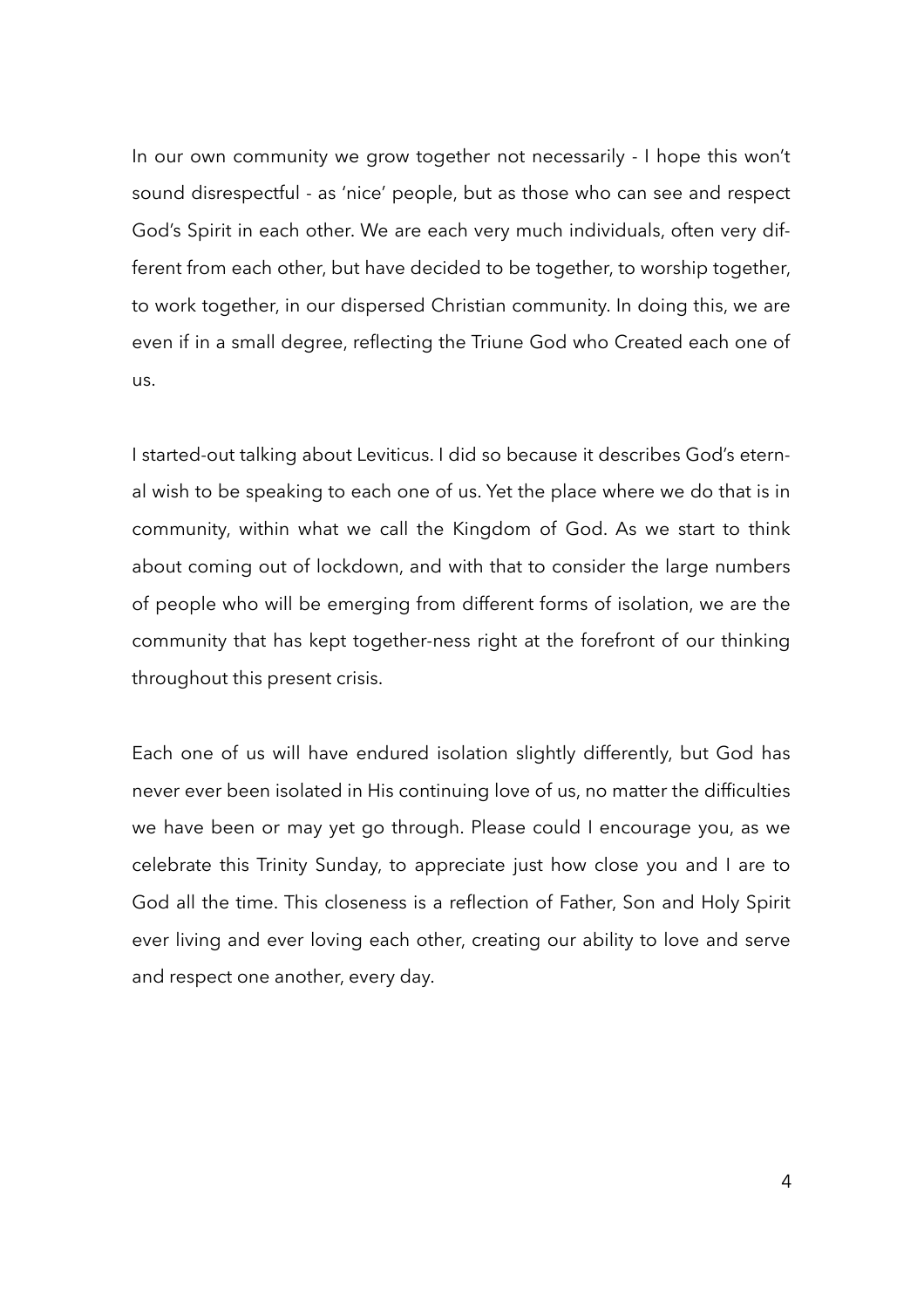In our own community we grow together not necessarily - I hope this won't sound disrespectful - as 'nice' people, but as those who can see and respect God's Spirit in each other. We are each very much individuals, often very different from each other, but have decided to be together, to worship together, to work together, in our dispersed Christian community. In doing this, we are even if in a small degree, reflecting the Triune God who Created each one of us.

I started-out talking about Leviticus. I did so because it describes God's eternal wish to be speaking to each one of us. Yet the place where we do that is in community, within what we call the Kingdom of God. As we start to think about coming out of lockdown, and with that to consider the large numbers of people who will be emerging from different forms of isolation, we are the community that has kept together-ness right at the forefront of our thinking throughout this present crisis.

Each one of us will have endured isolation slightly differently, but God has never ever been isolated in His continuing love of us, no matter the difficulties we have been or may yet go through. Please could I encourage you, as we celebrate this Trinity Sunday, to appreciate just how close you and I are to God all the time. This closeness is a reflection of Father, Son and Holy Spirit ever living and ever loving each other, creating our ability to love and serve and respect one another, every day.